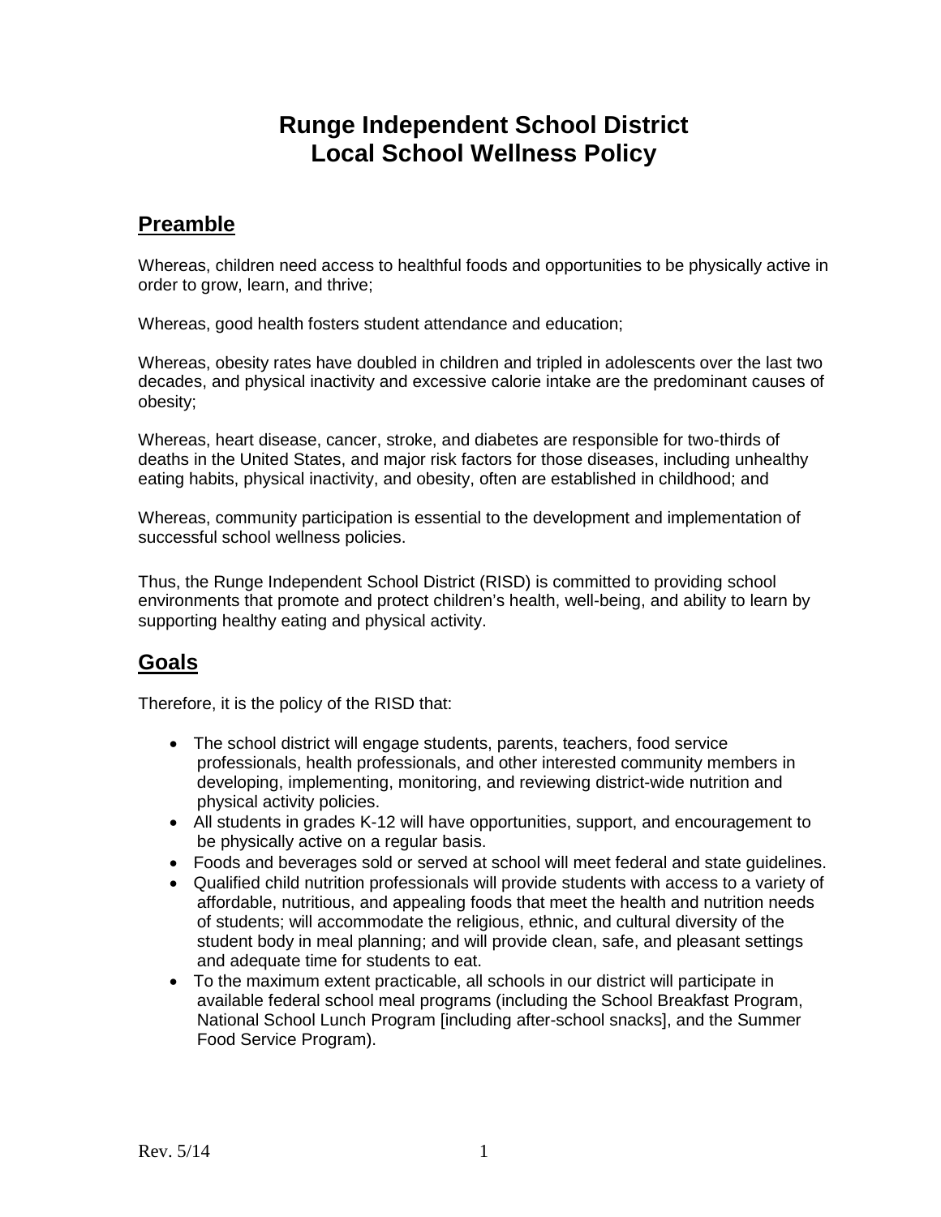# Runge Independent School District
# Local School Wellness Policy

## Preamble

Whereas, children need access to healthful foods and opportunities to be physically active in order to grow, learn, and thrive;

Whereas, good health fosters student attendance and education;

Whereas, obesity rates have doubled in children and tripled in adolescents over the last two decades, and physical inactivity and excessive calorie intake are the predominant causes of obesity;

Whereas, heart disease, cancer, stroke, and diabetes are responsible for two-thirds of deaths in the United States, and major risk factors for those diseases, including unhealthy eating habits, physical inactivity, and obesity, often are established in childhood; and

Whereas, community participation is essential to the development and implementation of successful school wellness policies.

Thus, the Runge Independent School District (RISD) is committed to providing school environments that promote and protect children's health, well-being, and ability to learn by supporting healthy eating and physical activity.

## Goals

Therefore, it is the policy of the RISD that:

- The school district will engage students, parents, teachers, food service professionals, health professionals, and other interested community members in developing, implementing, monitoring, and reviewing district-wide nutrition and physical activity policies.
- All students in grades K-12 will have opportunities, support, and encouragement to be physically active on a regular basis.
- Foods and beverages sold or served at school will meet federal and state guidelines.
- Qualified child nutrition professionals will provide students with access to a variety of affordable, nutritious, and appealing foods that meet the health and nutrition needs of students; will accommodate the religious, ethnic, and cultural diversity of the student body in meal planning; and will provide clean, safe, and pleasant settings and adequate time for students to eat.
- To the maximum extent practicable, all schools in our district will participate in available federal school meal programs (including the School Breakfast Program, National School Lunch Program [including after-school snacks], and the Summer Food Service Program).

Rev. 5/14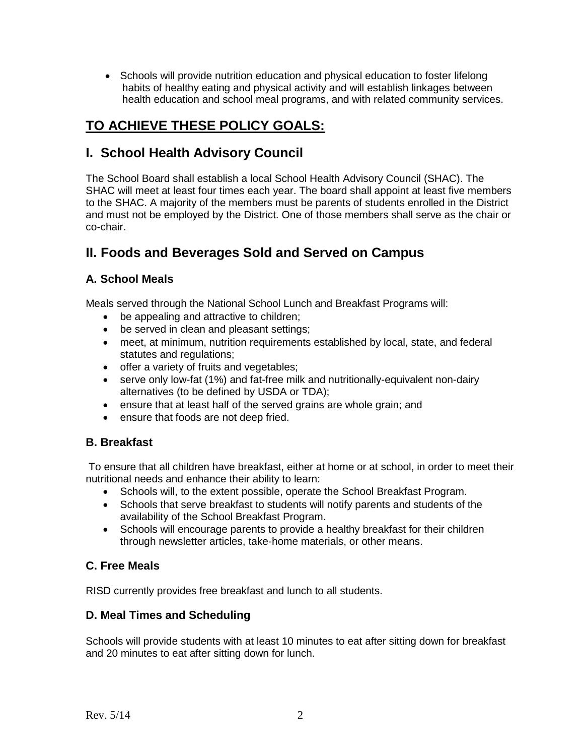- Schools will provide nutrition education and physical education to foster lifelong habits of healthy eating and physical activity and will establish linkages between health education and school meal programs, and with related community services.

## TO ACHIEVE THESE POLICY GOALS:

## I. School Health Advisory Council

The School Board shall establish a local School Health Advisory Council (SHAC). The SHAC will meet at least four times each year. The board shall appoint at least five members to the SHAC. A majority of the members must be parents of students enrolled in the District and must not be employed by the District. One of those members shall serve as the chair or co-chair.

## II. Foods and Beverages Sold and Served on Campus

### A. School Meals

Meals served through the National School Lunch and Breakfast Programs will:

- be appealing and attractive to children;
- be served in clean and pleasant settings;
- meet, at minimum, nutrition requirements established by local, state, and federal statutes and regulations;
- offer a variety of fruits and vegetables;
- serve only low-fat (1%) and fat-free milk and nutritionally-equivalent non-dairy alternatives (to be defined by USDA or TDA);
- ensure that at least half of the served grains are whole grain; and
- ensure that foods are not deep fried.

### B. Breakfast

To ensure that all children have breakfast, either at home or at school, in order to meet their nutritional needs and enhance their ability to learn:

- Schools will, to the extent possible, operate the School Breakfast Program.
- Schools that serve breakfast to students will notify parents and students of the availability of the School Breakfast Program.
- Schools will encourage parents to provide a healthy breakfast for their children through newsletter articles, take-home materials, or other means.

### C. Free Meals

RISD currently provides free breakfast and lunch to all students.

### D. Meal Times and Scheduling

Schools will provide students with at least 10 minutes to eat after sitting down for breakfast and 20 minutes to eat after sitting down for lunch.

Rev. 5/14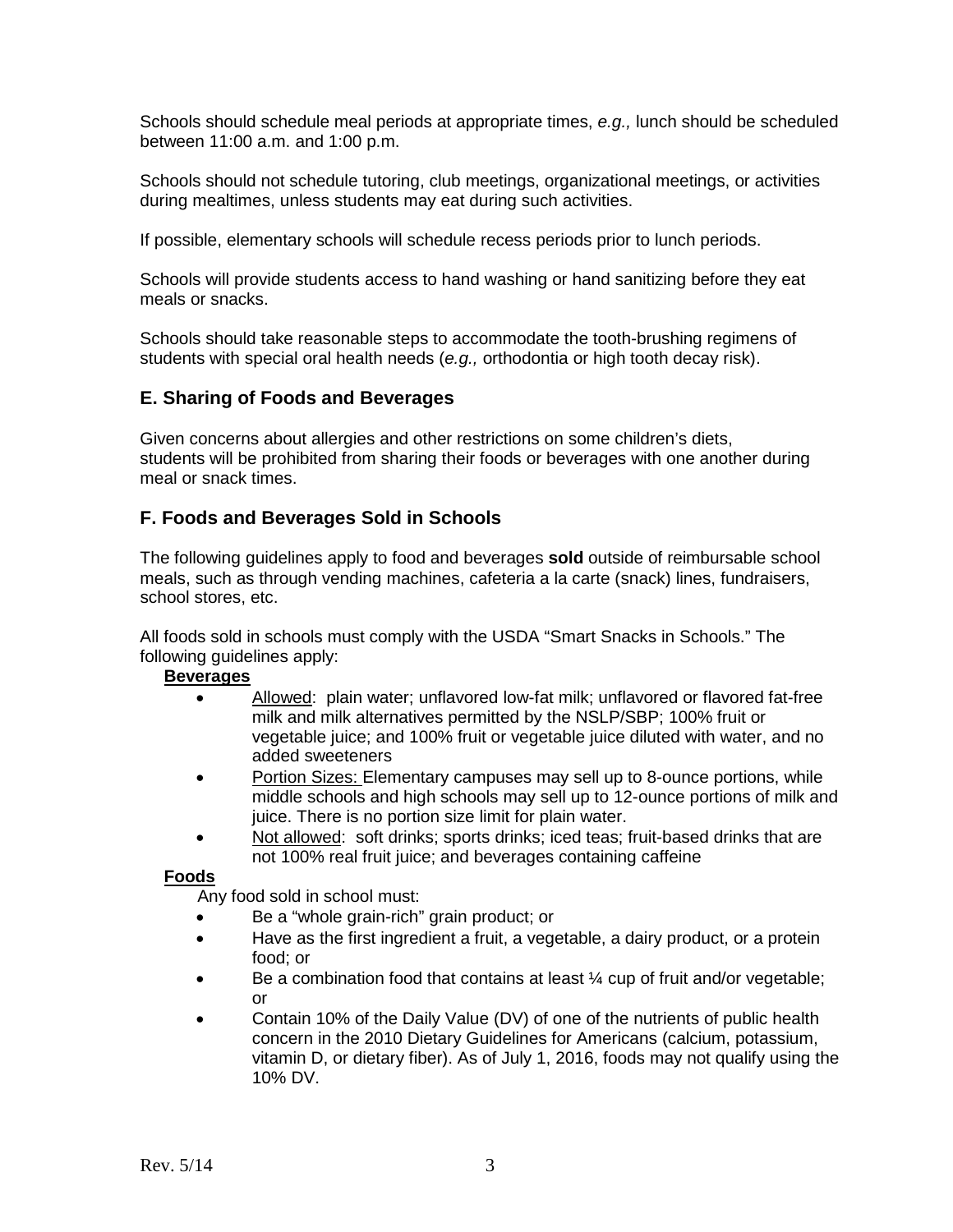Schools should schedule meal periods at appropriate times, *e.g.,* lunch should be scheduled between 11:00 a.m. and 1:00 p.m.

Schools should not schedule tutoring, club meetings, organizational meetings, or activities during mealtimes, unless students may eat during such activities.

If possible, elementary schools will schedule recess periods prior to lunch periods.

Schools will provide students access to hand washing or hand sanitizing before they eat meals or snacks.

Schools should take reasonable steps to accommodate the tooth-brushing regimens of students with special oral health needs (*e.g.,* orthodontia or high tooth decay risk).

## E. Sharing of Foods and Beverages

Given concerns about allergies and other restrictions on some children's diets, students will be prohibited from sharing their foods or beverages with one another during meal or snack times.

## F. Foods and Beverages Sold in Schools

The following guidelines apply to food and beverages **sold** outside of reimbursable school meals, such as through vending machines, cafeteria a la carte (snack) lines, fundraisers, school stores, etc.

All foods sold in schools must comply with the USDA "Smart Snacks in Schools." The following guidelines apply:

**Beverages**

- Allowed: plain water; unflavored low-fat milk; unflavored or flavored fat-free milk and milk alternatives permitted by the NSLP/SBP; 100% fruit or vegetable juice; and 100% fruit or vegetable juice diluted with water, and no added sweeteners
- Portion Sizes: Elementary campuses may sell up to 8-ounce portions, while middle schools and high schools may sell up to 12-ounce portions of milk and juice. There is no portion size limit for plain water.
- Not allowed: soft drinks; sports drinks; iced teas; fruit-based drinks that are not 100% real fruit juice; and beverages containing caffeine

**Foods**

Any food sold in school must:

- Be a "whole grain-rich" grain product; or
- Have as the first ingredient a fruit, a vegetable, a dairy product, or a protein food; or
- Be a combination food that contains at least ¼ cup of fruit and/or vegetable; or
- Contain 10% of the Daily Value (DV) of one of the nutrients of public health concern in the 2010 Dietary Guidelines for Americans (calcium, potassium, vitamin D, or dietary fiber). As of July 1, 2016, foods may not qualify using the 10% DV.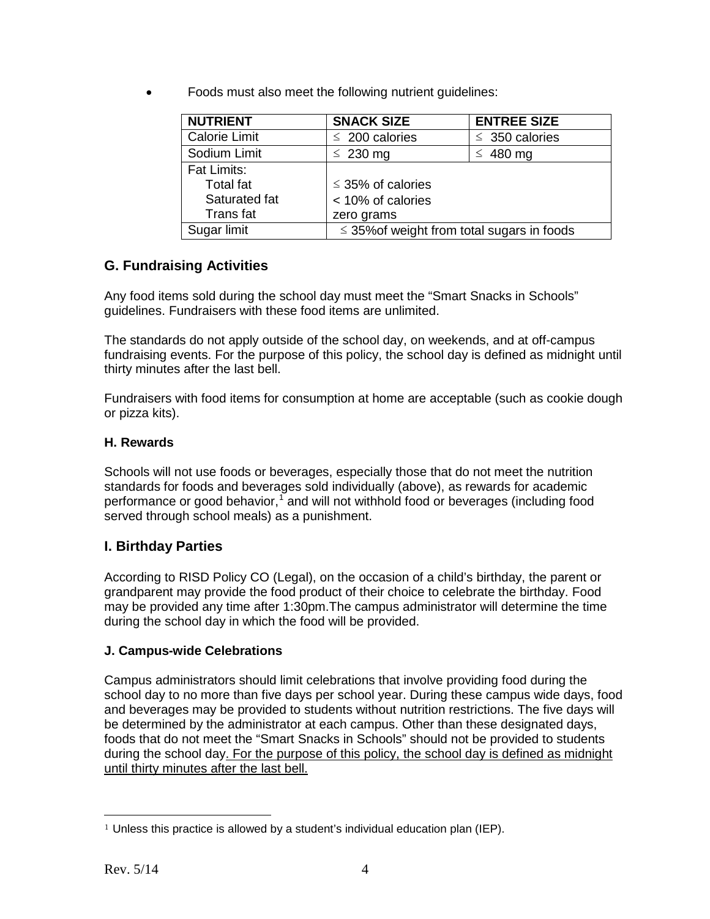- Foods must also meet the following nutrient guidelines:

| NUTRIENT | SNACK SIZE | ENTREE SIZE |
|---|---|---|
| Calorie Limit | ≤ 200 calories | ≤ 350 calories |
| Sodium Limit | ≤ 230 mg | ≤ 480 mg |
| Fat Limits:<br>Total fat<br>Saturated fat<br>Trans fat | ≤ 35% of calories<br>< 10% of calories<br>zero grams | |
| Sugar limit | ≤ 35%of weight from total sugars in foods | |

## G. Fundraising Activities

Any food items sold during the school day must meet the "Smart Snacks in Schools" guidelines. Fundraisers with these food items are unlimited.

The standards do not apply outside of the school day, on weekends, and at off-campus fundraising events. For the purpose of this policy, the school day is defined as midnight until thirty minutes after the last bell.

Fundraisers with food items for consumption at home are acceptable (such as cookie dough or pizza kits).

### H. Rewards

Schools will not use foods or beverages, especially those that do not meet the nutrition standards for foods and beverages sold individually (above), as rewards for academic performance or good behavior,[1] and will not withhold food or beverages (including food served through school meals) as a punishment.

## I. Birthday Parties

According to RISD Policy CO (Legal), on the occasion of a child's birthday, the parent or grandparent may provide the food product of their choice to celebrate the birthday. Food may be provided any time after 1:30pm.The campus administrator will determine the time during the school day in which the food will be provided.

### J. Campus-wide Celebrations

Campus administrators should limit celebrations that involve providing food during the school day to no more than five days per school year. During these campus wide days, food and beverages may be provided to students without nutrition restrictions. The five days will be determined by the administrator at each campus. Other than these designated days, foods that do not meet the "Smart Snacks in Schools" should not be provided to students during the school day. For the purpose of this policy, the school day is defined as midnight until thirty minutes after the last bell.

[1] Unless this practice is allowed by a student's individual education plan (IEP).

Rev. 5/14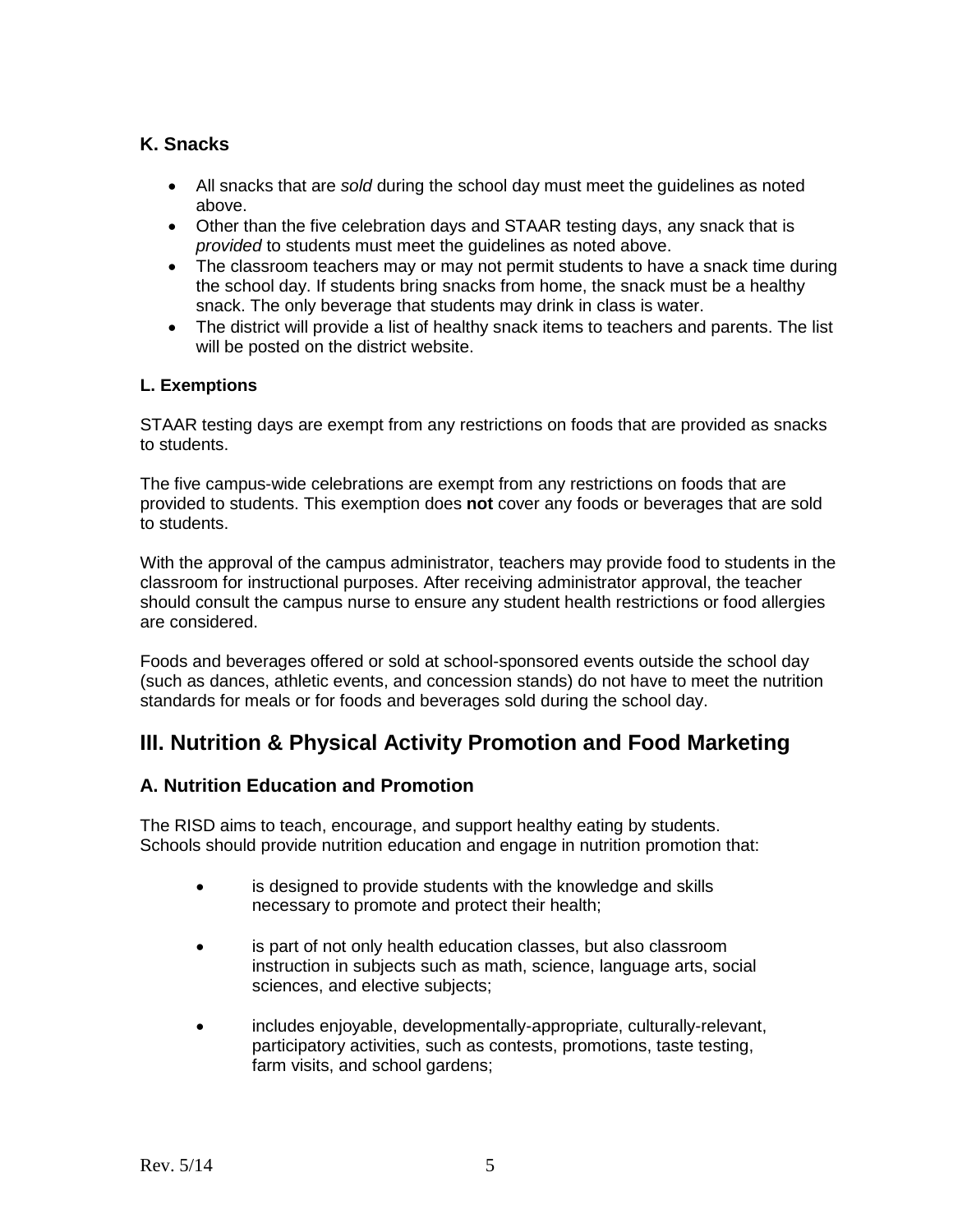### K. Snacks

- All snacks that are *sold* during the school day must meet the guidelines as noted above.
- Other than the five celebration days and STAAR testing days, any snack that is *provided* to students must meet the guidelines as noted above.
- The classroom teachers may or may not permit students to have a snack time during the school day. If students bring snacks from home, the snack must be a healthy snack. The only beverage that students may drink in class is water.
- The district will provide a list of healthy snack items to teachers and parents. The list will be posted on the district website.

#### L. Exemptions

STAAR testing days are exempt from any restrictions on foods that are provided as snacks to students.

The five campus-wide celebrations are exempt from any restrictions on foods that are provided to students. This exemption does **not** cover any foods or beverages that are sold to students.

With the approval of the campus administrator, teachers may provide food to students in the classroom for instructional purposes. After receiving administrator approval, the teacher should consult the campus nurse to ensure any student health restrictions or food allergies are considered.

Foods and beverages offered or sold at school-sponsored events outside the school day (such as dances, athletic events, and concession stands) do not have to meet the nutrition standards for meals or for foods and beverages sold during the school day.

## III. Nutrition & Physical Activity Promotion and Food Marketing

### A. Nutrition Education and Promotion

The RISD aims to teach, encourage, and support healthy eating by students. Schools should provide nutrition education and engage in nutrition promotion that:

- is designed to provide students with the knowledge and skills necessary to promote and protect their health;
- is part of not only health education classes, but also classroom instruction in subjects such as math, science, language arts, social sciences, and elective subjects;
- includes enjoyable, developmentally-appropriate, culturally-relevant, participatory activities, such as contests, promotions, taste testing, farm visits, and school gardens;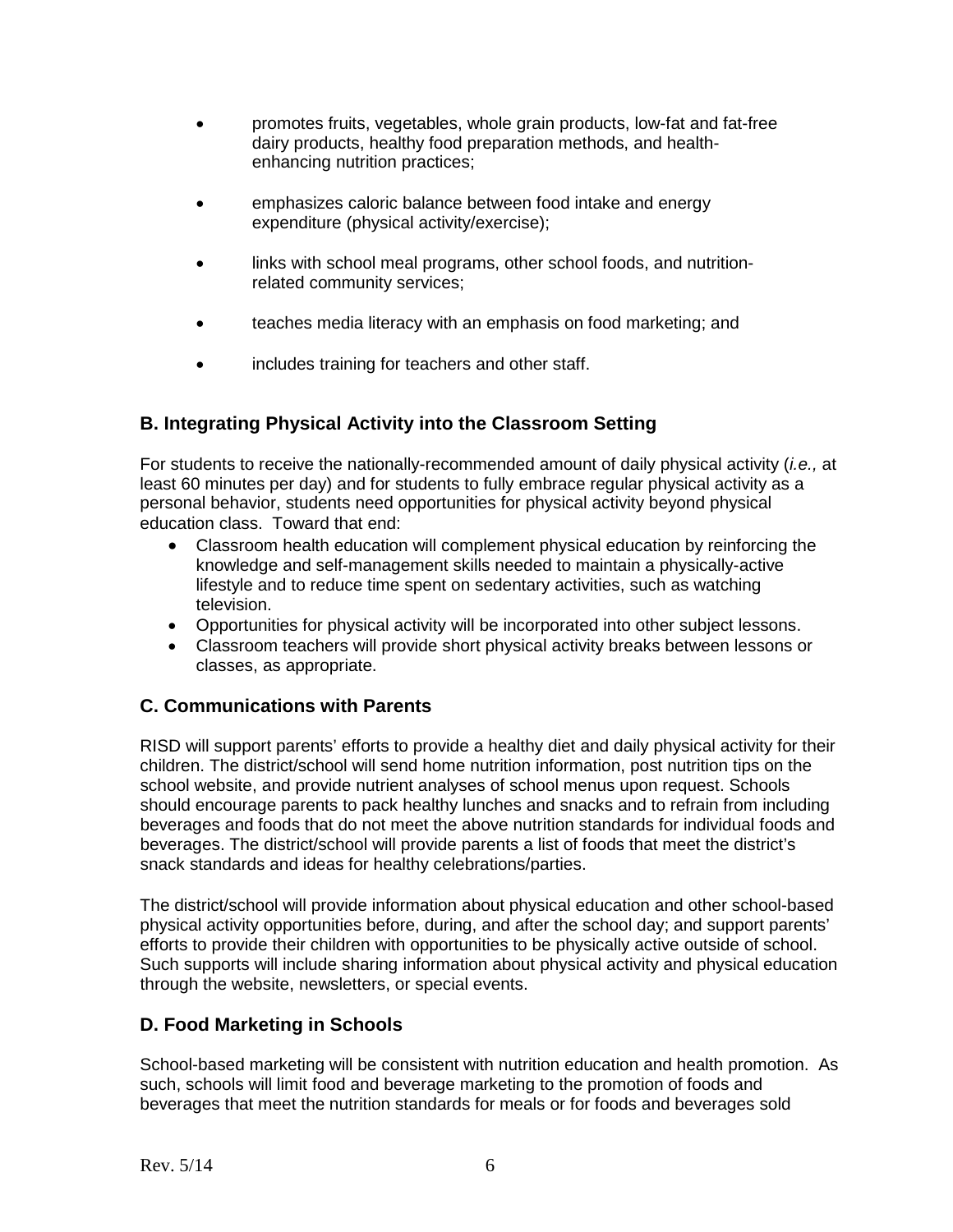- promotes fruits, vegetables, whole grain products, low-fat and fat-free dairy products, healthy food preparation methods, and health-enhancing nutrition practices;
- emphasizes caloric balance between food intake and energy expenditure (physical activity/exercise);
- links with school meal programs, other school foods, and nutrition-related community services;
- teaches media literacy with an emphasis on food marketing; and
- includes training for teachers and other staff.

## B. Integrating Physical Activity into the Classroom Setting

For students to receive the nationally-recommended amount of daily physical activity (*i.e.,* at least 60 minutes per day) and for students to fully embrace regular physical activity as a personal behavior, students need opportunities for physical activity beyond physical education class. Toward that end:

- Classroom health education will complement physical education by reinforcing the knowledge and self-management skills needed to maintain a physically-active lifestyle and to reduce time spent on sedentary activities, such as watching television.
- Opportunities for physical activity will be incorporated into other subject lessons.
- Classroom teachers will provide short physical activity breaks between lessons or classes, as appropriate.

## C. Communications with Parents

RISD will support parents' efforts to provide a healthy diet and daily physical activity for their children. The district/school will send home nutrition information, post nutrition tips on the school website, and provide nutrient analyses of school menus upon request. Schools should encourage parents to pack healthy lunches and snacks and to refrain from including beverages and foods that do not meet the above nutrition standards for individual foods and beverages. The district/school will provide parents a list of foods that meet the district's snack standards and ideas for healthy celebrations/parties.

The district/school will provide information about physical education and other school-based physical activity opportunities before, during, and after the school day; and support parents' efforts to provide their children with opportunities to be physically active outside of school. Such supports will include sharing information about physical activity and physical education through the website, newsletters, or special events.

## D. Food Marketing in Schools

School-based marketing will be consistent with nutrition education and health promotion. As such, schools will limit food and beverage marketing to the promotion of foods and beverages that meet the nutrition standards for meals or for foods and beverages sold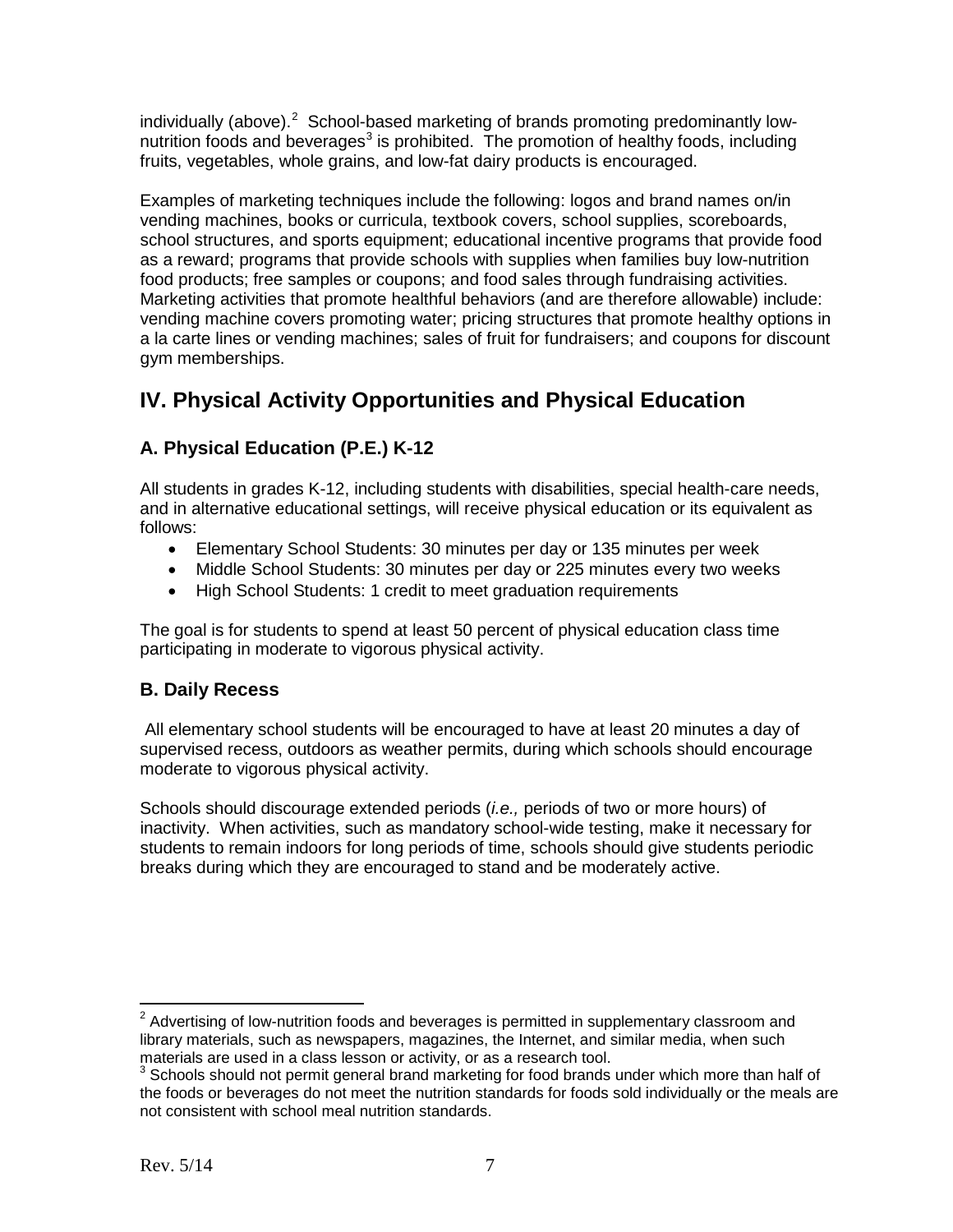individually (above).[2] School-based marketing of brands promoting predominantly low-nutrition foods and beverages[3] is prohibited. The promotion of healthy foods, including fruits, vegetables, whole grains, and low-fat dairy products is encouraged.

Examples of marketing techniques include the following: logos and brand names on/in vending machines, books or curricula, textbook covers, school supplies, scoreboards, school structures, and sports equipment; educational incentive programs that provide food as a reward; programs that provide schools with supplies when families buy low-nutrition food products; free samples or coupons; and food sales through fundraising activities. Marketing activities that promote healthful behaviors (and are therefore allowable) include: vending machine covers promoting water; pricing structures that promote healthy options in a la carte lines or vending machines; sales of fruit for fundraisers; and coupons for discount gym memberships.

## IV. Physical Activity Opportunities and Physical Education

### A. Physical Education (P.E.) K-12

All students in grades K-12, including students with disabilities, special health-care needs, and in alternative educational settings, will receive physical education or its equivalent as follows:

- Elementary School Students: 30 minutes per day or 135 minutes per week
- Middle School Students: 30 minutes per day or 225 minutes every two weeks
- High School Students: 1 credit to meet graduation requirements

The goal is for students to spend at least 50 percent of physical education class time participating in moderate to vigorous physical activity.

### B. Daily Recess

All elementary school students will be encouraged to have at least 20 minutes a day of supervised recess, outdoors as weather permits, during which schools should encourage moderate to vigorous physical activity.

Schools should discourage extended periods (*i.e.,* periods of two or more hours) of inactivity. When activities, such as mandatory school-wide testing, make it necessary for students to remain indoors for long periods of time, schools should give students periodic breaks during which they are encouraged to stand and be moderately active.

---

[2] Advertising of low-nutrition foods and beverages is permitted in supplementary classroom and library materials, such as newspapers, magazines, the Internet, and similar media, when such materials are used in a class lesson or activity, or as a research tool.

[3] Schools should not permit general brand marketing for food brands under which more than half of the foods or beverages do not meet the nutrition standards for foods sold individually or the meals are not consistent with school meal nutrition standards.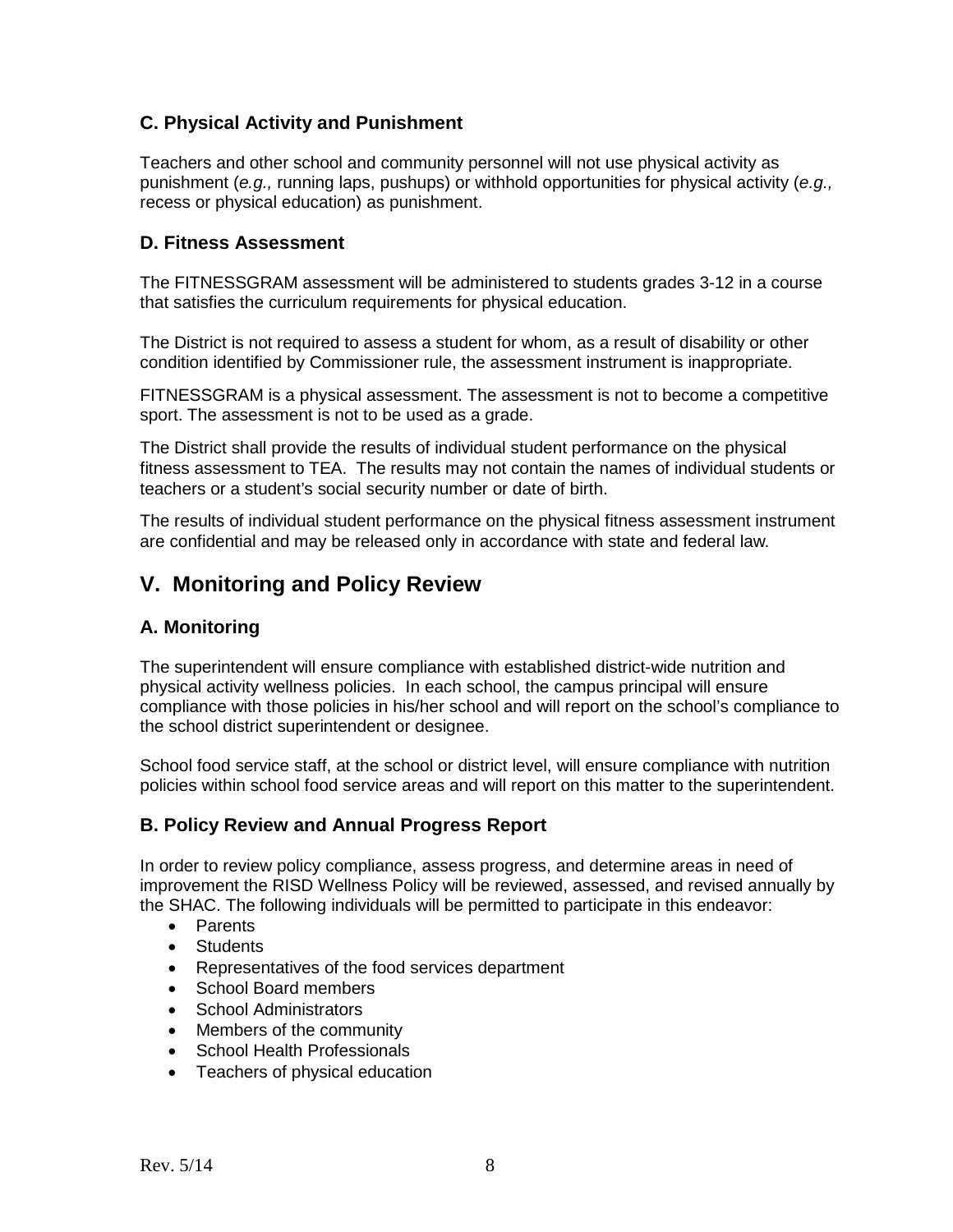### C. Physical Activity and Punishment

Teachers and other school and community personnel will not use physical activity as punishment (*e.g.,* running laps, pushups) or withhold opportunities for physical activity (*e.g.,* recess or physical education) as punishment.

### D. Fitness Assessment

The FITNESSGRAM assessment will be administered to students grades 3-12 in a course that satisfies the curriculum requirements for physical education.

The District is not required to assess a student for whom, as a result of disability or other condition identified by Commissioner rule, the assessment instrument is inappropriate.

FITNESSGRAM is a physical assessment. The assessment is not to become a competitive sport. The assessment is not to be used as a grade.

The District shall provide the results of individual student performance on the physical fitness assessment to TEA. The results may not contain the names of individual students or teachers or a student's social security number or date of birth.

The results of individual student performance on the physical fitness assessment instrument are confidential and may be released only in accordance with state and federal law.

## V. Monitoring and Policy Review

### A. Monitoring

The superintendent will ensure compliance with established district-wide nutrition and physical activity wellness policies. In each school, the campus principal will ensure compliance with those policies in his/her school and will report on the school's compliance to the school district superintendent or designee.

School food service staff, at the school or district level, will ensure compliance with nutrition policies within school food service areas and will report on this matter to the superintendent.

### B. Policy Review and Annual Progress Report

In order to review policy compliance, assess progress, and determine areas in need of improvement the RISD Wellness Policy will be reviewed, assessed, and revised annually by the SHAC. The following individuals will be permitted to participate in this endeavor:

- Parents
- Students
- Representatives of the food services department
- School Board members
- School Administrators
- Members of the community
- School Health Professionals
- Teachers of physical education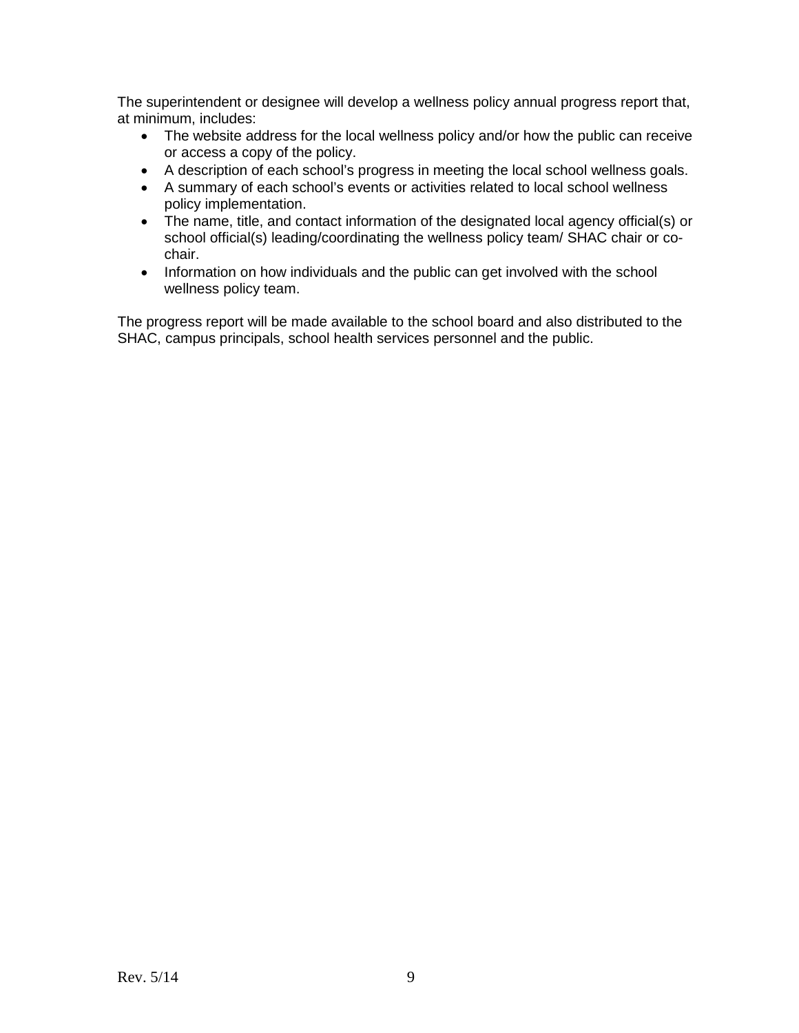The superintendent or designee will develop a wellness policy annual progress report that, at minimum, includes:

- The website address for the local wellness policy and/or how the public can receive or access a copy of the policy.
- A description of each school's progress in meeting the local school wellness goals.
- A summary of each school's events or activities related to local school wellness policy implementation.
- The name, title, and contact information of the designated local agency official(s) or school official(s) leading/coordinating the wellness policy team/ SHAC chair or co-chair.
- Information on how individuals and the public can get involved with the school wellness policy team.

The progress report will be made available to the school board and also distributed to the SHAC, campus principals, school health services personnel and the public.